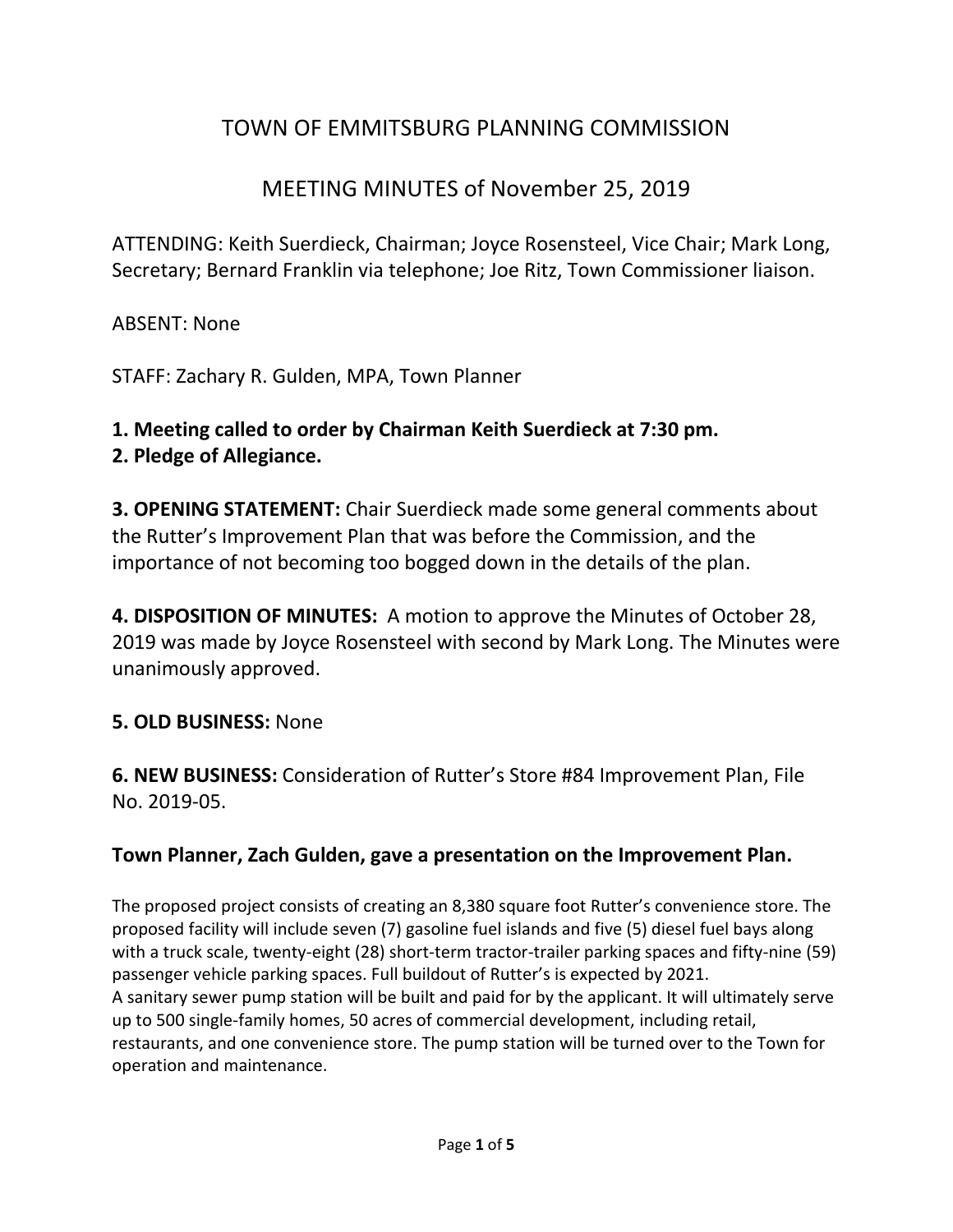# TOWN OF EMMITSBURG PLANNING COMMISSION

## MEETING MINUTES of November 25, 2019

ATTENDING: Keith Suerdieck, Chairman; Joyce Rosensteel, Vice Chair; Mark Long, Secretary; Bernard Franklin via telephone; Joe Ritz, Town Commissioner liaison.

ABSENT: None

STAFF: Zachary R. Gulden, MPA, Town Planner

**1. Meeting called to order by Chairman Keith Suerdieck at 7:30 pm.**
**2. Pledge of Allegiance.**

**3. OPENING STATEMENT:** Chair Suerdieck made some general comments about the Rutter's Improvement Plan that was before the Commission, and the importance of not becoming too bogged down in the details of the plan.

**4. DISPOSITION OF MINUTES:** A motion to approve the Minutes of October 28, 2019 was made by Joyce Rosensteel with second by Mark Long. The Minutes were unanimously approved.

**5. OLD BUSINESS:** None

**6. NEW BUSINESS:** Consideration of Rutter's Store #84 Improvement Plan, File No. 2019-05.

**Town Planner, Zach Gulden, gave a presentation on the Improvement Plan.**

The proposed project consists of creating an 8,380 square foot Rutter's convenience store. The proposed facility will include seven (7) gasoline fuel islands and five (5) diesel fuel bays along with a truck scale, twenty-eight (28) short-term tractor-trailer parking spaces and fifty-nine (59) passenger vehicle parking spaces. Full buildout of Rutter's is expected by 2021.
A sanitary sewer pump station will be built and paid for by the applicant. It will ultimately serve up to 500 single-family homes, 50 acres of commercial development, including retail, restaurants, and one convenience store. The pump station will be turned over to the Town for operation and maintenance.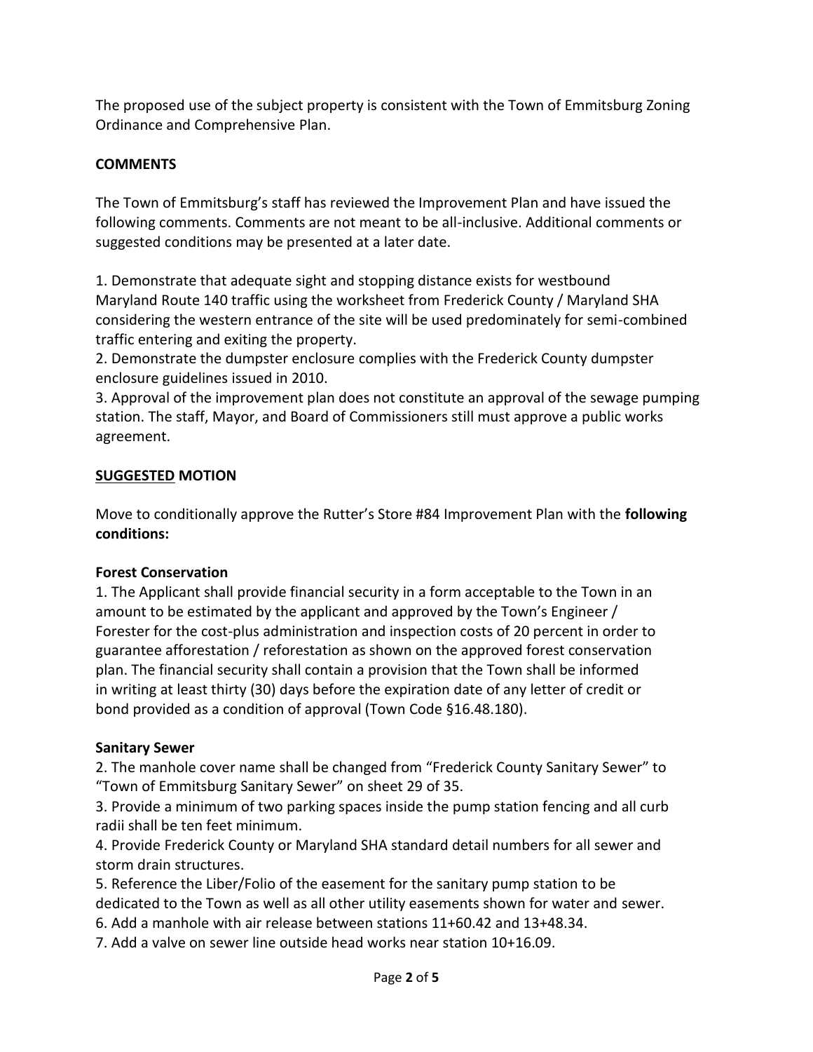The proposed use of the subject property is consistent with the Town of Emmitsburg Zoning Ordinance and Comprehensive Plan.

## COMMENTS

The Town of Emmitsburg's staff has reviewed the Improvement Plan and have issued the following comments. Comments are not meant to be all-inclusive. Additional comments or suggested conditions may be presented at a later date.

1. Demonstrate that adequate sight and stopping distance exists for westbound Maryland Route 140 traffic using the worksheet from Frederick County / Maryland SHA considering the western entrance of the site will be used predominately for semi-combined traffic entering and exiting the property.
2. Demonstrate the dumpster enclosure complies with the Frederick County dumpster enclosure guidelines issued in 2010.
3. Approval of the improvement plan does not constitute an approval of the sewage pumping station. The staff, Mayor, and Board of Commissioners still must approve a public works agreement.

## SUGGESTED MOTION

Move to conditionally approve the Rutter's Store #84 Improvement Plan with the **following conditions:**

### Forest Conservation

1. The Applicant shall provide financial security in a form acceptable to the Town in an amount to be estimated by the applicant and approved by the Town's Engineer / Forester for the cost-plus administration and inspection costs of 20 percent in order to guarantee afforestation / reforestation as shown on the approved forest conservation plan. The financial security shall contain a provision that the Town shall be informed in writing at least thirty (30) days before the expiration date of any letter of credit or bond provided as a condition of approval (Town Code §16.48.180).

### Sanitary Sewer

2. The manhole cover name shall be changed from "Frederick County Sanitary Sewer" to "Town of Emmitsburg Sanitary Sewer" on sheet 29 of 35.
3. Provide a minimum of two parking spaces inside the pump station fencing and all curb radii shall be ten feet minimum.
4. Provide Frederick County or Maryland SHA standard detail numbers for all sewer and storm drain structures.
5. Reference the Liber/Folio of the easement for the sanitary pump station to be dedicated to the Town as well as all other utility easements shown for water and sewer.
6. Add a manhole with air release between stations 11+60.42 and 13+48.34.
7. Add a valve on sewer line outside head works near station 10+16.09.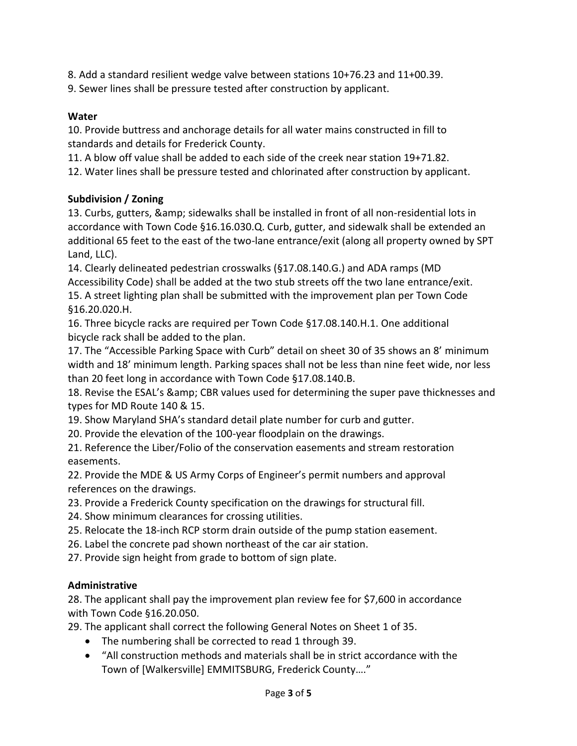8. Add a standard resilient wedge valve between stations 10+76.23 and 11+00.39.
9. Sewer lines shall be pressure tested after construction by applicant.

**Water**

10. Provide buttress and anchorage details for all water mains constructed in fill to standards and details for Frederick County.
11. A blow off value shall be added to each side of the creek near station 19+71.82.
12. Water lines shall be pressure tested and chlorinated after construction by applicant.

**Subdivision / Zoning**

13. Curbs, gutters, &amp; sidewalks shall be installed in front of all non-residential lots in accordance with Town Code §16.16.030.Q. Curb, gutter, and sidewalk shall be extended an additional 65 feet to the east of the two-lane entrance/exit (along all property owned by SPT Land, LLC).
14. Clearly delineated pedestrian crosswalks (§17.08.140.G.) and ADA ramps (MD Accessibility Code) shall be added at the two stub streets off the two lane entrance/exit.
15. A street lighting plan shall be submitted with the improvement plan per Town Code §16.20.020.H.
16. Three bicycle racks are required per Town Code §17.08.140.H.1. One additional bicycle rack shall be added to the plan.
17. The "Accessible Parking Space with Curb" detail on sheet 30 of 35 shows an 8' minimum width and 18' minimum length. Parking spaces shall not be less than nine feet wide, nor less than 20 feet long in accordance with Town Code §17.08.140.B.
18. Revise the ESAL's &amp; CBR values used for determining the super pave thicknesses and types for MD Route 140 & 15.
19. Show Maryland SHA's standard detail plate number for curb and gutter.
20. Provide the elevation of the 100-year floodplain on the drawings.
21. Reference the Liber/Folio of the conservation easements and stream restoration easements.
22. Provide the MDE & US Army Corps of Engineer's permit numbers and approval references on the drawings.
23. Provide a Frederick County specification on the drawings for structural fill.
24. Show minimum clearances for crossing utilities.
25. Relocate the 18-inch RCP storm drain outside of the pump station easement.
26. Label the concrete pad shown northeast of the car air station.
27. Provide sign height from grade to bottom of sign plate.

**Administrative**

28. The applicant shall pay the improvement plan review fee for $7,600 in accordance with Town Code §16.20.050.
29. The applicant shall correct the following General Notes on Sheet 1 of 35.
    - The numbering shall be corrected to read 1 through 39.
    - "All construction methods and materials shall be in strict accordance with the Town of [Walkersville] EMMITSBURG, Frederick County…."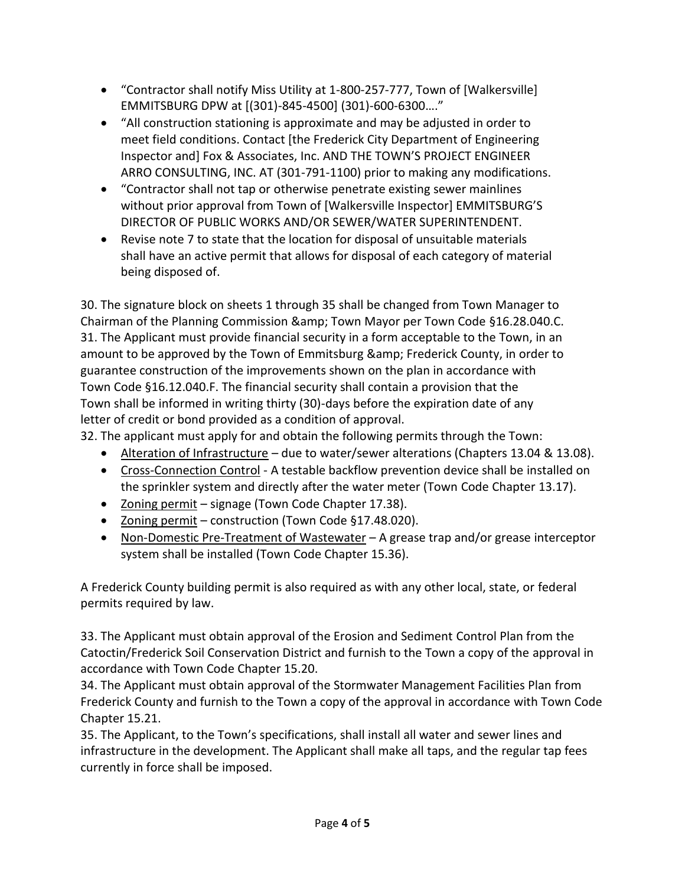- “Contractor shall notify Miss Utility at 1-800-257-777, Town of [Walkersville] EMMITSBURG DPW at [(301)-845-4500] (301)-600-6300….”
- “All construction stationing is approximate and may be adjusted in order to meet field conditions. Contact [the Frederick City Department of Engineering Inspector and] Fox & Associates, Inc. AND THE TOWN’S PROJECT ENGINEER ARRO CONSULTING, INC. AT (301-791-1100) prior to making any modifications.
- “Contractor shall not tap or otherwise penetrate existing sewer mainlines without prior approval from Town of [Walkersville Inspector] EMMITSBURG’S DIRECTOR OF PUBLIC WORKS AND/OR SEWER/WATER SUPERINTENDENT.
- Revise note 7 to state that the location for disposal of unsuitable materials shall have an active permit that allows for disposal of each category of material being disposed of.

30. The signature block on sheets 1 through 35 shall be changed from Town Manager to Chairman of the Planning Commission &amp; Town Mayor per Town Code §16.28.040.C.
31. The Applicant must provide financial security in a form acceptable to the Town, in an amount to be approved by the Town of Emmitsburg &amp; Frederick County, in order to guarantee construction of the improvements shown on the plan in accordance with Town Code §16.12.040.F. The financial security shall contain a provision that the Town shall be informed in writing thirty (30)-days before the expiration date of any letter of credit or bond provided as a condition of approval.
32. The applicant must apply for and obtain the following permits through the Town:
    - Alteration of Infrastructure – due to water/sewer alterations (Chapters 13.04 & 13.08).
    - Cross-Connection Control - A testable backflow prevention device shall be installed on the sprinkler system and directly after the water meter (Town Code Chapter 13.17).
    - Zoning permit – signage (Town Code Chapter 17.38).
    - Zoning permit – construction (Town Code §17.48.020).
    - Non-Domestic Pre-Treatment of Wastewater – A grease trap and/or grease interceptor system shall be installed (Town Code Chapter 15.36).

A Frederick County building permit is also required as with any other local, state, or federal permits required by law.

33. The Applicant must obtain approval of the Erosion and Sediment Control Plan from the Catoctin/Frederick Soil Conservation District and furnish to the Town a copy of the approval in accordance with Town Code Chapter 15.20.
34. The Applicant must obtain approval of the Stormwater Management Facilities Plan from Frederick County and furnish to the Town a copy of the approval in accordance with Town Code Chapter 15.21.
35. The Applicant, to the Town’s specifications, shall install all water and sewer lines and infrastructure in the development. The Applicant shall make all taps, and the regular tap fees currently in force shall be imposed.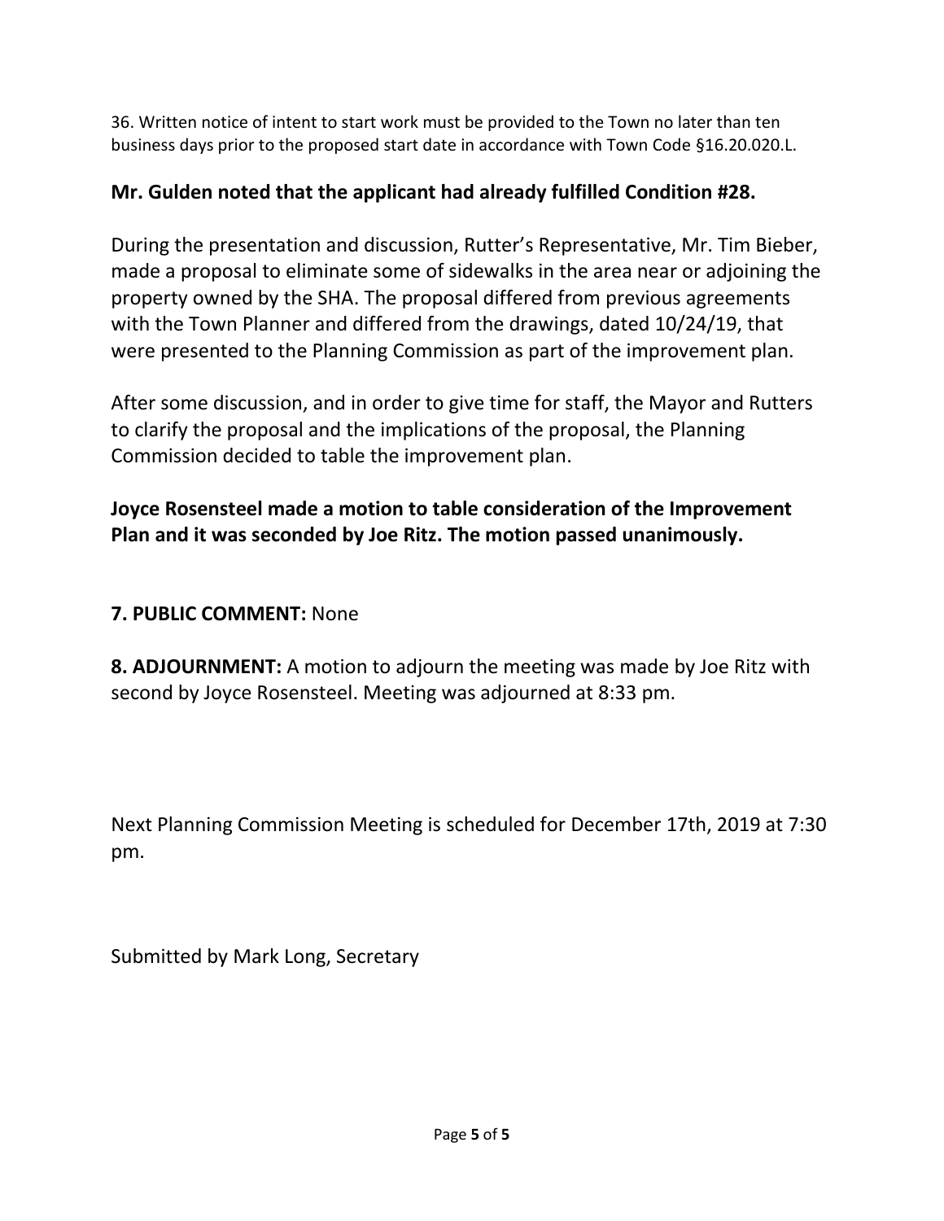36. Written notice of intent to start work must be provided to the Town no later than ten business days prior to the proposed start date in accordance with Town Code §16.20.020.L.

**Mr. Gulden noted that the applicant had already fulfilled Condition #28.**

During the presentation and discussion, Rutter's Representative, Mr. Tim Bieber, made a proposal to eliminate some of sidewalks in the area near or adjoining the property owned by the SHA. The proposal differed from previous agreements with the Town Planner and differed from the drawings, dated 10/24/19, that were presented to the Planning Commission as part of the improvement plan.

After some discussion, and in order to give time for staff, the Mayor and Rutters to clarify the proposal and the implications of the proposal, the Planning Commission decided to table the improvement plan.

**Joyce Rosensteel made a motion to table consideration of the Improvement Plan and it was seconded by Joe Ritz. The motion passed unanimously.**

**7. PUBLIC COMMENT:** None

**8. ADJOURNMENT:** A motion to adjourn the meeting was made by Joe Ritz with second by Joyce Rosensteel. Meeting was adjourned at 8:33 pm.

Next Planning Commission Meeting is scheduled for December 17th, 2019 at 7:30 pm.

Submitted by Mark Long, Secretary